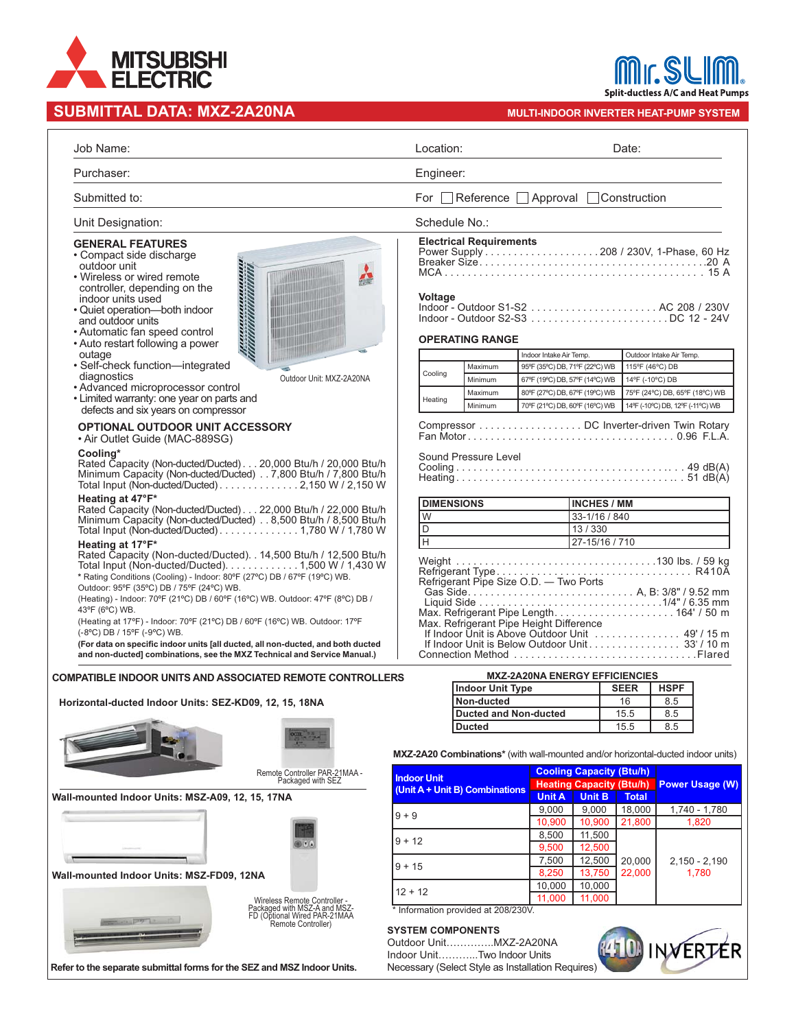# SUBMITTAL DATA: MXZ-2A20NA

**MULTI-INDOOR INVERTER HEAT-PUMP SYSTEM**

Mr.SLIM — Split-ductless A/C and Heat Pumps

Job Name:

Location: Date:

Purchaser:

Engineer:

Submitted to:

For ☐ Reference ☐ Approval ☐ Construction

Unit Designation:

Schedule No.:

## GENERAL FEATURES

- Compact side discharge outdoor unit
- Wireless or wired remote controller, depending on the indoor units used
- Quiet operation—both indoor and outdoor units
- Automatic fan speed control
- Auto restart following a power outage
- Self-check function—integrated diagnostics
- Advanced microprocessor control
- Limited warranty: one year on parts and defects and six years on compressor

Outdoor Unit: MXZ-2A20NA

## OPTIONAL OUTDOOR UNIT ACCESSORY

- Air Outlet Guide (MAC-889SG)

**Cooling***

Rated Capacity (Non-ducted/Ducted) . . . 20,000 Btu/h / 20,000 Btu/h
Minimum Capacity (Non-ducted/Ducted) . . 7,800 Btu/h / 7,800 Btu/h
Total Input (Non-ducted/Ducted) . . . . . . . . . . . . . . 2,150 W / 2,150 W

**Heating at 47°F***

Rated Capacity (Non-ducted/Ducted) . . . 22,000 Btu/h / 22,000 Btu/h
Minimum Capacity (Non-ducted/Ducted) . . 8,500 Btu/h / 8,500 Btu/h
Total Input (Non-ducted/Ducted) . . . . . . . . . . . . . . 1,780 W / 1,780 W

**Heating at 17°F***

Rated Capacity (Non-ducted/Ducted). . 14,500 Btu/h / 12,500 Btu/h
Total Input (Non-ducted/Ducted). . . . . . . . . . . . . 1,500 W / 1,430 W

* Rating Conditions (Cooling) - Indoor: 80ºF (27ºC) DB / 67ºF (19ºC) WB. Outdoor: 95ºF (35ºC) DB / 75ºF (24ºC) WB.
(Heating) - Indoor: 70ºF (21ºC) DB / 60ºF (16ºC) WB. Outdoor: 47ºF (8ºC) DB / 43ºF (6ºC) WB.
(Heating at 17ºF) - Indoor: 70ºF (21ºC) DB / 60ºF (16ºC) WB. Outdoor: 17ºF (-8ºC) DB / 15ºF (-9ºC) WB.

**(For data on specific indoor units [all ducted, all non-ducted, and both ducted and non-ducted] combinations, see the MXZ Technical and Service Manual.)**

## Electrical Requirements

Power Supply . . . . . . . . . . . . . . . . . . . . 208 / 230V, 1-Phase, 60 Hz
Breaker Size . . . . . . . . . . . . . . . . . . . . . . . . . . . . . . . . . . . . . . 20 A
MCA . . . . . . . . . . . . . . . . . . . . . . . . . . . . . . . . . . . . . . . . . . . 15 A

## Voltage

Indoor - Outdoor S1-S2 . . . . . . . . . . . . . . . . . . . . . . AC 208 / 230V
Indoor - Outdoor S2-S3 . . . . . . . . . . . . . . . . . . . . . . . . DC 12 - 24V

## OPERATING RANGE

| | | Indoor Intake Air Temp. | Outdoor Intake Air Temp. |
|---|---|---|---|
| Cooling | Maximum | 95ºF (35ºC) DB, 71ºF (22ºC) WB | 115ºF (46ºC) DB |
| | Minimum | 67ºF (19ºC) DB, 57ºF (14ºC) WB | 14ºF (-10ºC) DB |
| Heating | Maximum | 80ºF (27ºC) DB, 67ºF (19ºC) WB | 75ºF (24ºC) DB, 65ºF (18ºC) WB |
| | Minimum | 70ºF (21ºC) DB, 60ºF (16ºC) WB | 14ºF (-10ºC) DB, 12ºF (-11ºC) WB |

Compressor . . . . . . . . . . . . . . . . . . DC Inverter-driven Twin Rotary
Fan Motor . . . . . . . . . . . . . . . . . . . . . . . . . . . . . . . . . . . 0.96 F.L.A.

Sound Pressure Level
Cooling . . . . . . . . . . . . . . . . . . . . . . . . . . . . . . . . . . . . . 49 dB(A)
Heating . . . . . . . . . . . . . . . . . . . . . . . . . . . . . . . . . . . . . 51 dB(A)

| DIMENSIONS | INCHES / MM |
|---|---|
| W | 33-1/16 / 840 |
| D | 13 / 330 |
| H | 27-15/16 / 710 |

Weight . . . . . . . . . . . . . . . . . . . . . . . . . . . . . . . . . . 130 lbs. / 59 kg
Refrigerant Type . . . . . . . . . . . . . . . . . . . . . . . . . . . . . . . . . R410A
Refrigerant Pipe Size O.D. — Two Ports
Gas Side . . . . . . . . . . . . . . . . . . . . . . . . . . . . A, B: 3/8" / 9.52 mm
Liquid Side . . . . . . . . . . . . . . . . . . . . . . . . . . . . . . . 1/4" / 6.35 mm
Max. Refrigerant Pipe Length . . . . . . . . . . . . . . . . . . . . . 164' / 50 m
Max. Refrigerant Pipe Height Difference
If Indoor Unit is Above Outdoor Unit . . . . . . . . . . . . . . . 49' / 15 m
If Indoor Unit is Below Outdoor Unit . . . . . . . . . . . . . . . . 33' / 10 m
Connection Method . . . . . . . . . . . . . . . . . . . . . . . . . . . . . . . Flared

## COMPATIBLE INDOOR UNITS AND ASSOCIATED REMOTE CONTROLLERS

**Horizontal-ducted Indoor Units: SEZ-KD09, 12, 15, 18NA**

Remote Controller PAR-21MAA - Packaged with SEZ

**Wall-mounted Indoor Units: MSZ-A09, 12, 15, 17NA**

**Wall-mounted Indoor Units: MSZ-FD09, 12NA**

Wireless Remote Controller - Packaged with MSZ-A and MSZ-FD (Optional Wired PAR-21MAA Remote Controller)

**Refer to the separate submittal forms for the SEZ and MSZ Indoor Units.**

**MXZ-2A20NA ENERGY EFFICIENCIES**

| Indoor Unit Type | SEER | HSPF |
|---|---|---|
| Non-ducted | 16 | 8.5 |
| Ducted and Non-ducted | 15.5 | 8.5 |
| Ducted | 15.5 | 8.5 |

**MXZ-2A20 Combinations*** (with wall-mounted and/or horizontal-ducted indoor units)

| Indoor Unit (Unit A + Unit B) Combinations | Cooling Capacity (Btu/h) / Heating Capacity (Btu/h) | | | Power Usage (W) |
|---|---|---|---|---|
| | Unit A | Unit B | Total | |
| 9 + 9 | 9,000 | 9,000 | 18,000 | 1,740 - 1,780 |
| | 10,900 | 10,900 | 21,800 | 1,820 |
| 9 + 12 | 8,500 | 11,500 | 20,000 | 2,150 - 2,190 |
| | 9,500 | 12,500 | 22,000 | 1,780 |
| 9 + 15 | 7,500 | 12,500 | | |
| | 8,250 | 13,750 | | |
| 12 + 12 | 10,000 | 10,000 | | |
| | 11,000 | 11,000 | | |

* Information provided at 208/230V.

## SYSTEM COMPONENTS

Outdoor Unit..............MXZ-2A20NA
Indoor Unit............Two Indoor Units
Necessary (Select Style as Installation Requires)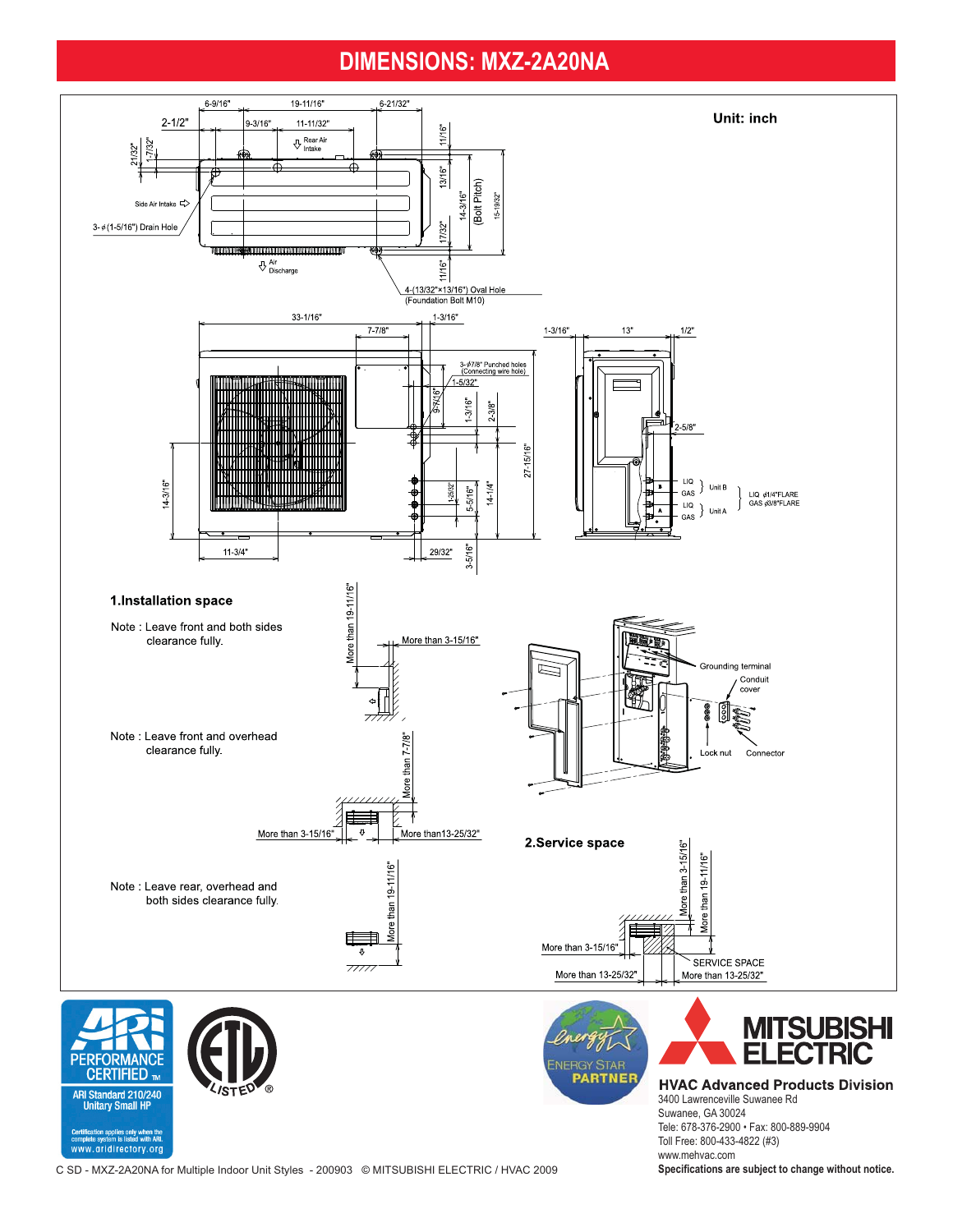# DIMENSIONS: MXZ-2A20NA

Unit: inch

6-9/16"
19-11/16"
6-21/32"
2-1/2"
9-3/16"
11-11/32"
Rear Air Intake
21/32"
1-7/32"
11/16"
13/16"
14-3/16"
(Bolt Pitch)
15-19/32"
17/32"
11/16"
Side Air Intake
3-ø(1-5/16") Drain Hole
Air Discharge
4-(13/32"×13/16") Oval Hole
(Foundation Bolt M10)

33-1/16"
7-7/8"
1-3/16"
3-ø7/8" Punched holes
(Connecting wire hole)
1-5/32"
9-7/16"
1-3/16"
2-3/8"
27-15/16"
14-3/16"
1-25/32"
5-5/16"
14-1/4"
11-3/4"
29/32"
3-5/16"

1-3/16"
13"
1/2"
2-5/8"
LIQ
GAS
LIQ
GAS
Unit B
Unit A
LIQ ø1/4"FLARE
GAS ø3/8"FLARE

## 1.Installation space

Note : Leave front and both sides clearance fully.

More than 19-11/16"
More than 3-15/16"

Note : Leave front and overhead clearance fully.

More than 7-7/8"
More than 3-15/16"
More than13-25/32"

Note : Leave rear, overhead and both sides clearance fully.

More than 19-11/16"

Grounding terminal
Conduit cover
Lock nut
Connector

## 2.Service space

More than 3-15/16"
More than 19-11/16"
More than 3-15/16"
SERVICE SPACE
More than 13-25/32"
More than 13-25/32"

ARI PERFORMANCE CERTIFIED TM
ARI Standard 210/240
Unitary Small HP
Certification applies only when the complete system is listed with ARI.
www.aridirectory.org

ETL LISTED

ENERGY STAR PARTNER

MITSUBISHI ELECTRIC

**HVAC Advanced Products Division**
3400 Lawrenceville Suwanee Rd
Suwanee, GA 30024
Tele: 678-376-2900 • Fax: 800-889-9904
Toll Free: 800-433-4822 (#3)
www.mehvac.com

**Specifications are subject to change without notice.**

C SD - MXZ-2A20NA for Multiple Indoor Unit Styles - 200903 © MITSUBISHI ELECTRIC / HVAC 2009